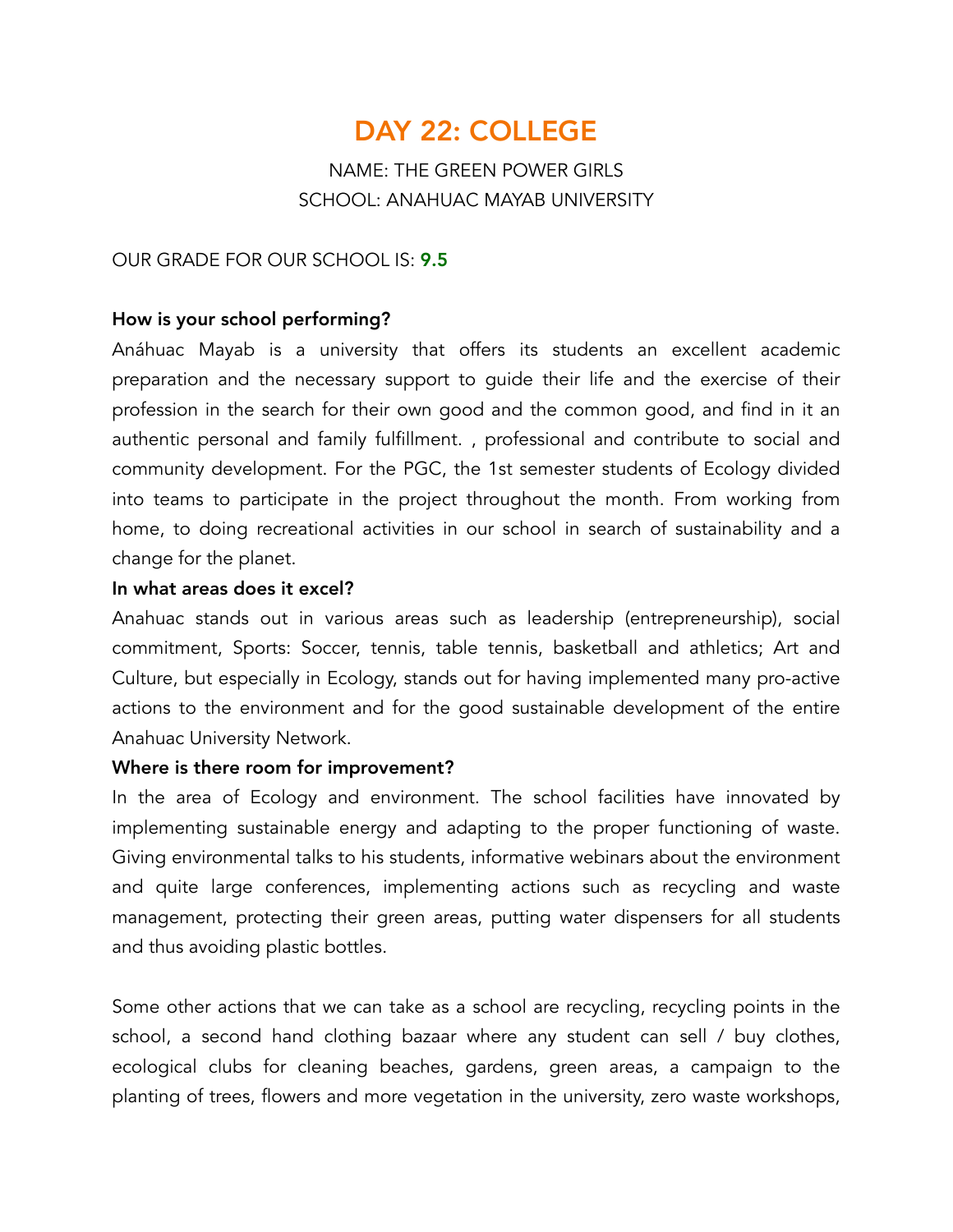# DAY 22: COLLEGE

NAME: THE GREEN POWER GIRLS
SCHOOL: ANAHUAC MAYAB UNIVERSITY

OUR GRADE FOR OUR SCHOOL IS: **9.5**

**How is your school performing?**

Anáhuac Mayab is a university that offers its students an excellent academic preparation and the necessary support to guide their life and the exercise of their profession in the search for their own good and the common good, and find in it an authentic personal and family fulfillment. , professional and contribute to social and community development. For the PGC, the 1st semester students of Ecology divided into teams to participate in the project throughout the month. From working from home, to doing recreational activities in our school in search of sustainability and a change for the planet.

**In what areas does it excel?**

Anahuac stands out in various areas such as leadership (entrepreneurship), social commitment, Sports: Soccer, tennis, table tennis, basketball and athletics; Art and Culture, but especially in Ecology, stands out for having implemented many pro-active actions to the environment and for the good sustainable development of the entire Anahuac University Network.

**Where is there room for improvement?**

In the area of Ecology and environment. The school facilities have innovated by implementing sustainable energy and adapting to the proper functioning of waste. Giving environmental talks to his students, informative webinars about the environment and quite large conferences, implementing actions such as recycling and waste management, protecting their green areas, putting water dispensers for all students and thus avoiding plastic bottles.

Some other actions that we can take as a school are recycling, recycling points in the school, a second hand clothing bazaar where any student can sell / buy clothes, ecological clubs for cleaning beaches, gardens, green areas, a campaign to the planting of trees, flowers and more vegetation in the university, zero waste workshops,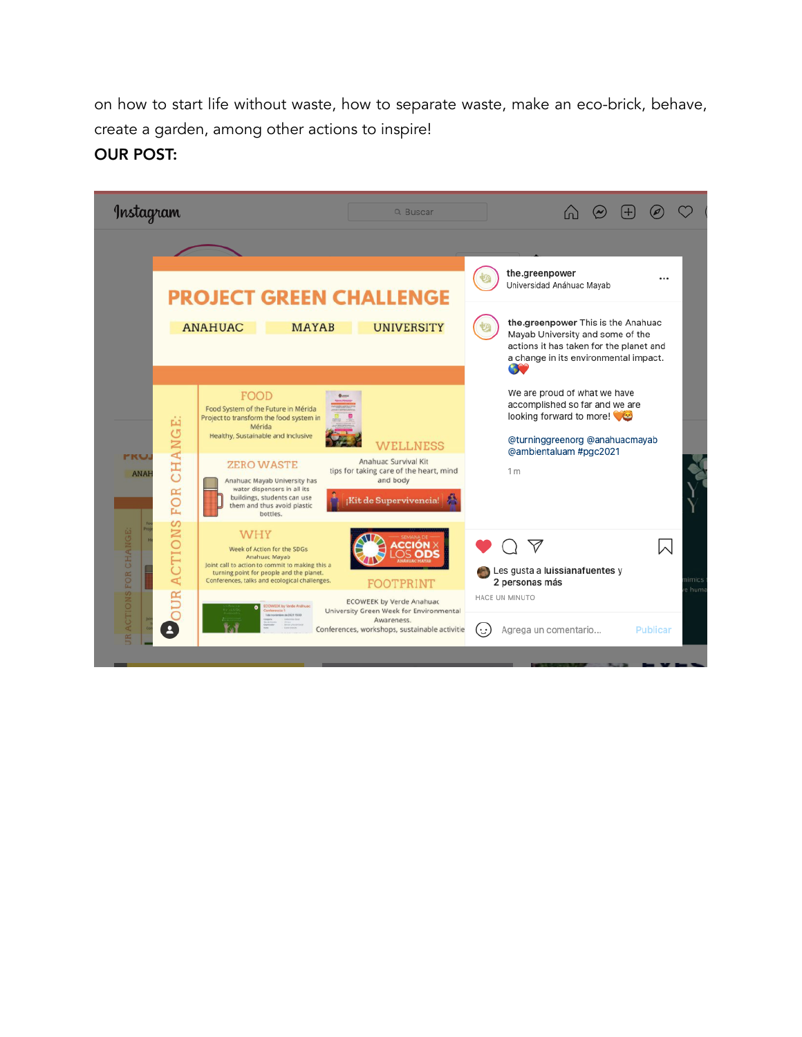on how to start life without waste, how to separate waste, make an eco-brick, behave, create a garden, among other actions to inspire!

**OUR POST:**

Instagram

Buscar

PROJECT GREEN CHALLENGE

ANAHUAC MAYAB UNIVERSITY

OUR ACTIONS FOR CHANGE:

FOOD

Food System of the Future in Mérida

Project to transform the food system in Mérida

Healthy, Sustainable and Inclusive

WELLNESS

Anahuac Survival Kit

tips for taking care of the heart, mind and body

¡Kit de Supervivencia!

ZERO WASTE

Anahuac Mayab University has water dispensers in all its buildings, students can use them and thus avoid plastic bottles.

WHY

Week of Action for the SDGs

Anahuac Mayab

Joint call to action to commit to making this a turning point for people and the planet.

Conferences, talks and ecological challenges.

SEMANA DE ACCIÓN X LOS ODS ANÁHUAC MAYAB

FOOTPRINT

ECOWEEK by Verde Anahuac

University Green Week for Environmental Awareness.

Conferences, workshops, sustainable activitie

the.greenpower

Universidad Anáhuac Mayab

**the.greenpower** This is the Anahuac Mayab University and some of the actions it has taken for the planet and a change in its environmental impact. 🌎❤️

We are proud of what we have accomplished so far and we are looking forward to more! 🧡🦁

@turninggreenorg @anahuacmayab @ambientaluam #pgc2021

1 m

Les gusta a **luissianafuentes** y **2 personas más**

HACE UN MINUTO

Agrega un comentario...

Publicar